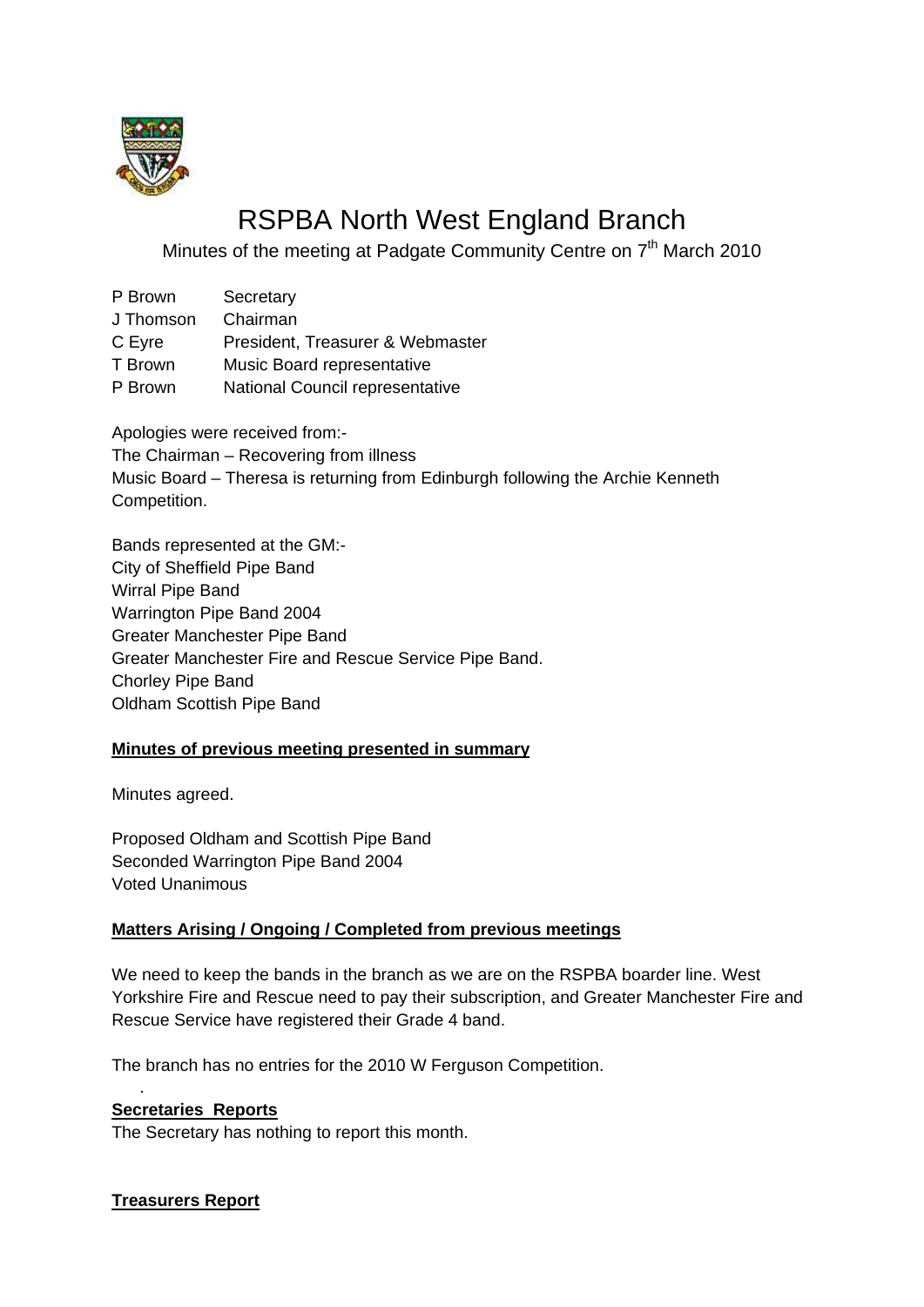# RSPBA North West England Branch

Minutes of the meeting at Padgate Community Centre on 7th March 2010

| | |
|---|---|
| P Brown | Secretary |
| J Thomson | Chairman |
| C Eyre | President, Treasurer & Webmaster |
| T Brown | Music Board representative |
| P Brown | National Council representative |

Apologies were received from:-
The Chairman – Recovering from illness
Music Board – Theresa is returning from Edinburgh following the Archie Kenneth Competition.

Bands represented at the GM:-
City of Sheffield Pipe Band
Wirral Pipe Band
Warrington Pipe Band 2004
Greater Manchester Pipe Band
Greater Manchester Fire and Rescue Service Pipe Band.
Chorley Pipe Band
Oldham Scottish Pipe Band

**Minutes of previous meeting presented in summary**

Minutes agreed.

Proposed Oldham and Scottish Pipe Band
Seconded Warrington Pipe Band 2004
Voted Unanimous

**Matters Arising / Ongoing / Completed from previous meetings**

We need to keep the bands in the branch as we are on the RSPBA boarder line. West Yorkshire Fire and Rescue need to pay their subscription, and Greater Manchester Fire and Rescue Service have registered their Grade 4 band.

The branch has no entries for the 2010 W Ferguson Competition.

**Secretaries Reports**

The Secretary has nothing to report this month.

**Treasurers Report**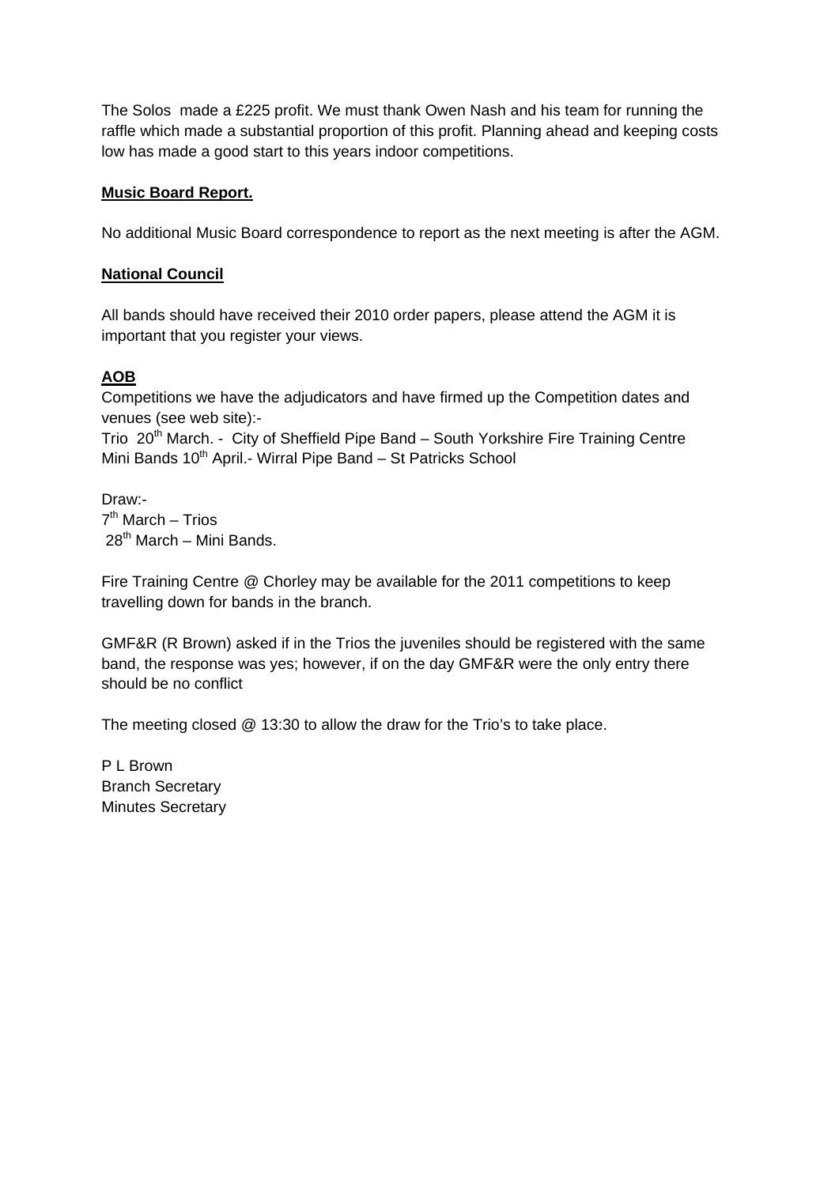The Solos made a £225 profit. We must thank Owen Nash and his team for running the raffle which made a substantial proportion of this profit. Planning ahead and keeping costs low has made a good start to this years indoor competitions.

**Music Board Report.**

No additional Music Board correspondence to report as the next meeting is after the AGM.

**National Council**

All bands should have received their 2010 order papers, please attend the AGM it is important that you register your views.

**AOB**

Competitions we have the adjudicators and have firmed up the Competition dates and venues (see web site):-
Trio 20th March. - City of Sheffield Pipe Band – South Yorkshire Fire Training Centre
Mini Bands 10th April.- Wirral Pipe Band – St Patricks School

Draw:-
7th March – Trios
28th March – Mini Bands.

Fire Training Centre @ Chorley may be available for the 2011 competitions to keep travelling down for bands in the branch.

GMF&R (R Brown) asked if in the Trios the juveniles should be registered with the same band, the response was yes; however, if on the day GMF&R were the only entry there should be no conflict

The meeting closed @ 13:30 to allow the draw for the Trio's to take place.

P L Brown
Branch Secretary
Minutes Secretary